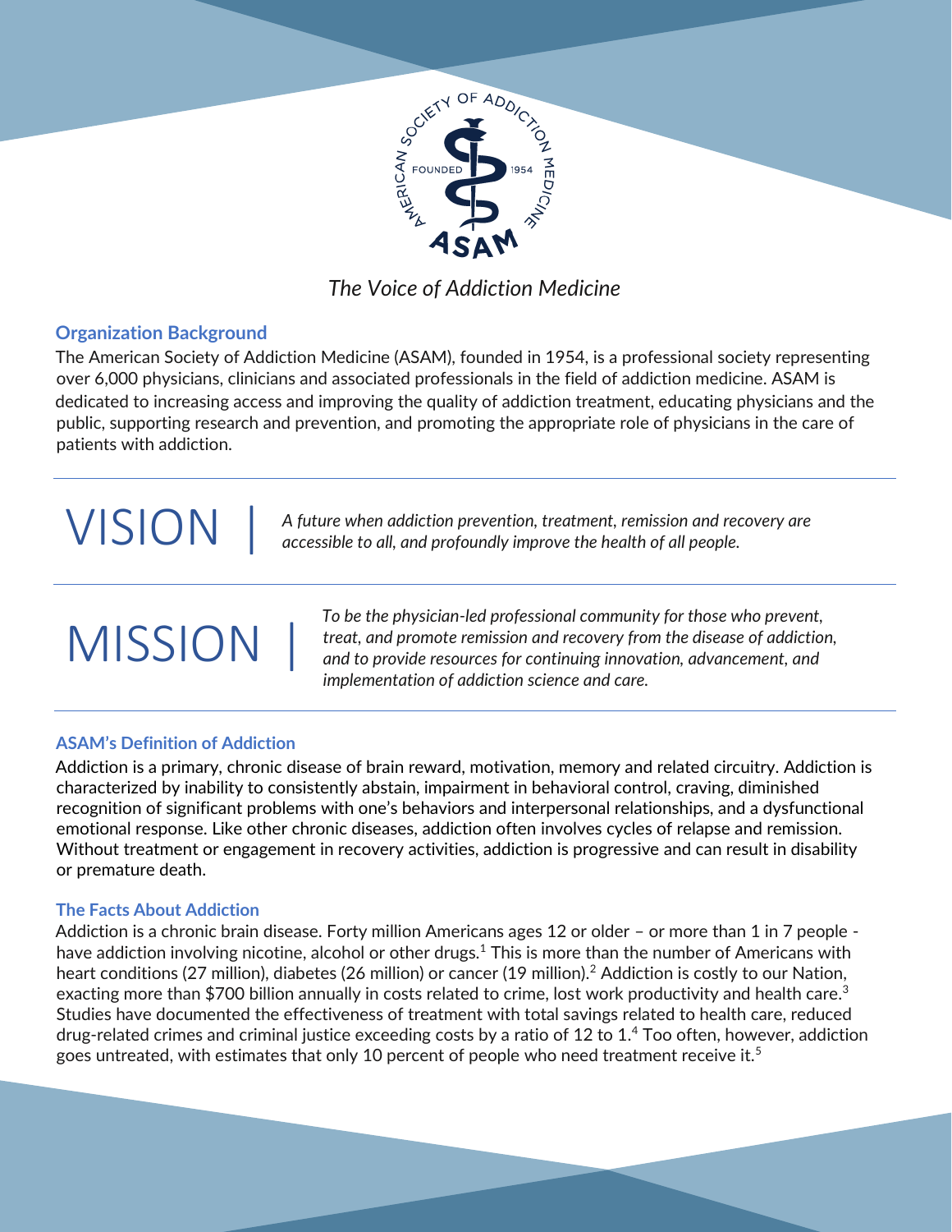*The Voice of Addiction Medicine*

## Organization Background

The American Society of Addiction Medicine (ASAM), founded in 1954, is a professional society representing over 6,000 physicians, clinicians and associated professionals in the field of addiction medicine. ASAM is dedicated to increasing access and improving the quality of addiction treatment, educating physicians and the public, supporting research and prevention, and promoting the appropriate role of physicians in the care of patients with addiction.

---

# VISION |

*A future when addiction prevention, treatment, remission and recovery are accessible to all, and profoundly improve the health of all people.*

---

# MISSION |

*To be the physician-led professional community for those who prevent, treat, and promote remission and recovery from the disease of addiction, and to provide resources for continuing innovation, advancement, and implementation of addiction science and care.*

---

## ASAM's Definition of Addiction

Addiction is a primary, chronic disease of brain reward, motivation, memory and related circuitry. Addiction is characterized by inability to consistently abstain, impairment in behavioral control, craving, diminished recognition of significant problems with one's behaviors and interpersonal relationships, and a dysfunctional emotional response. Like other chronic diseases, addiction often involves cycles of relapse and remission. Without treatment or engagement in recovery activities, addiction is progressive and can result in disability or premature death.

## The Facts About Addiction

Addiction is a chronic brain disease. Forty million Americans ages 12 or older – or more than 1 in 7 people - have addiction involving nicotine, alcohol or other drugs.[1] This is more than the number of Americans with heart conditions (27 million), diabetes (26 million) or cancer (19 million).[2] Addiction is costly to our Nation, exacting more than $700 billion annually in costs related to crime, lost work productivity and health care.[3] Studies have documented the effectiveness of treatment with total savings related to health care, reduced drug-related crimes and criminal justice exceeding costs by a ratio of 12 to 1.[4] Too often, however, addiction goes untreated, with estimates that only 10 percent of people who need treatment receive it.[5]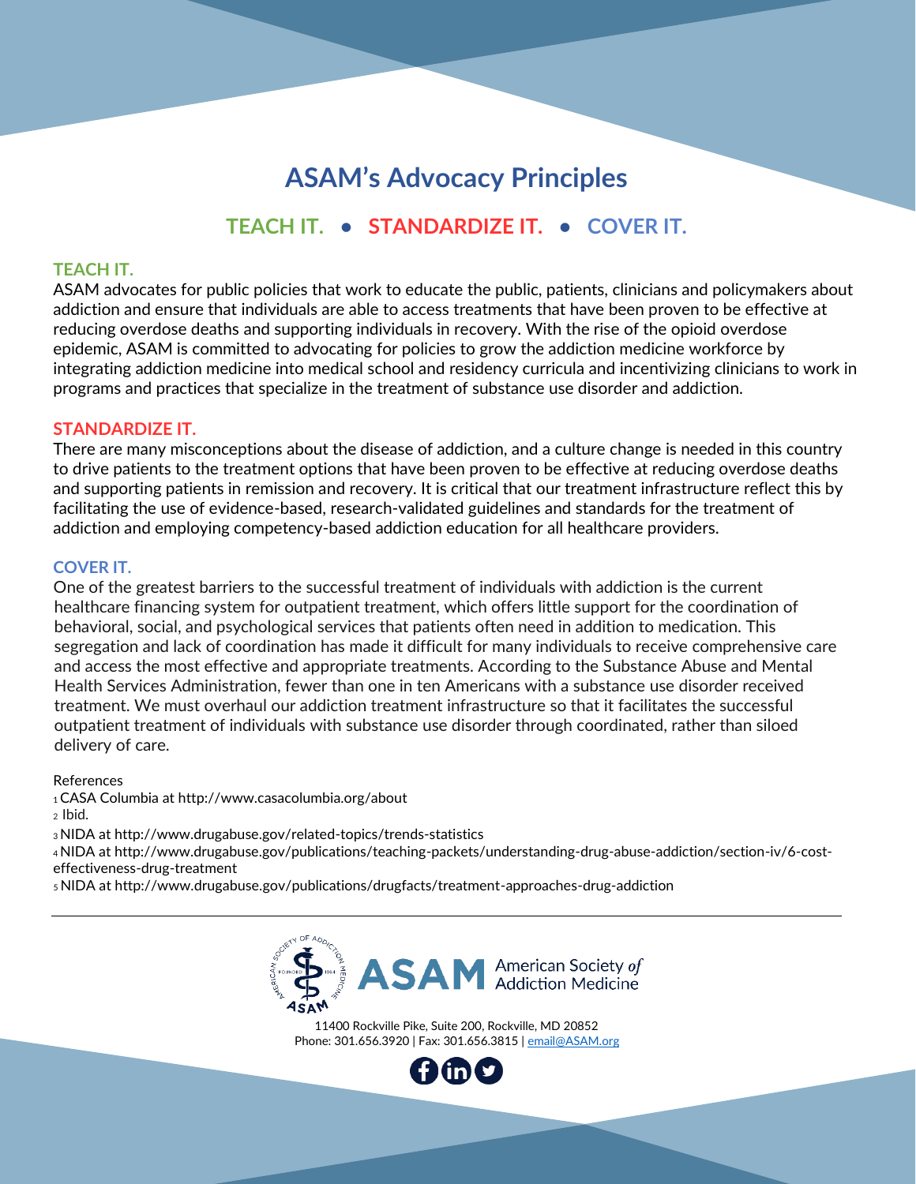# ASAM's Advocacy Principles

## TEACH IT. • STANDARDIZE IT. • COVER IT.

### TEACH IT.

ASAM advocates for public policies that work to educate the public, patients, clinicians and policymakers about addiction and ensure that individuals are able to access treatments that have been proven to be effective at reducing overdose deaths and supporting individuals in recovery. With the rise of the opioid overdose epidemic, ASAM is committed to advocating for policies to grow the addiction medicine workforce by integrating addiction medicine into medical school and residency curricula and incentivizing clinicians to work in programs and practices that specialize in the treatment of substance use disorder and addiction.

### STANDARDIZE IT.

There are many misconceptions about the disease of addiction, and a culture change is needed in this country to drive patients to the treatment options that have been proven to be effective at reducing overdose deaths and supporting patients in remission and recovery. It is critical that our treatment infrastructure reflect this by facilitating the use of evidence-based, research-validated guidelines and standards for the treatment of addiction and employing competency-based addiction education for all healthcare providers.

### COVER IT.

One of the greatest barriers to the successful treatment of individuals with addiction is the current healthcare financing system for outpatient treatment, which offers little support for the coordination of behavioral, social, and psychological services that patients often need in addition to medication. This segregation and lack of coordination has made it difficult for many individuals to receive comprehensive care and access the most effective and appropriate treatments. According to the Substance Abuse and Mental Health Services Administration, fewer than one in ten Americans with a substance use disorder received treatment. We must overhaul our addiction treatment infrastructure so that it facilitates the successful outpatient treatment of individuals with substance use disorder through coordinated, rather than siloed delivery of care.

References

[1] CASA Columbia at http://www.casacolumbia.org/about

[2] Ibid.

[3] NIDA at http://www.drugabuse.gov/related-topics/trends-statistics

[4] NIDA at http://www.drugabuse.gov/publications/teaching-packets/understanding-drug-abuse-addiction/section-iv/6-cost-effectiveness-drug-treatment

[5] NIDA at http://www.drugabuse.gov/publications/drugfacts/treatment-approaches-drug-addiction

---

ASAM American Society of Addiction Medicine

11400 Rockville Pike, Suite 200, Rockville, MD 20852
Phone: 301.656.3920 | Fax: 301.656.3815 | email@ASAM.org